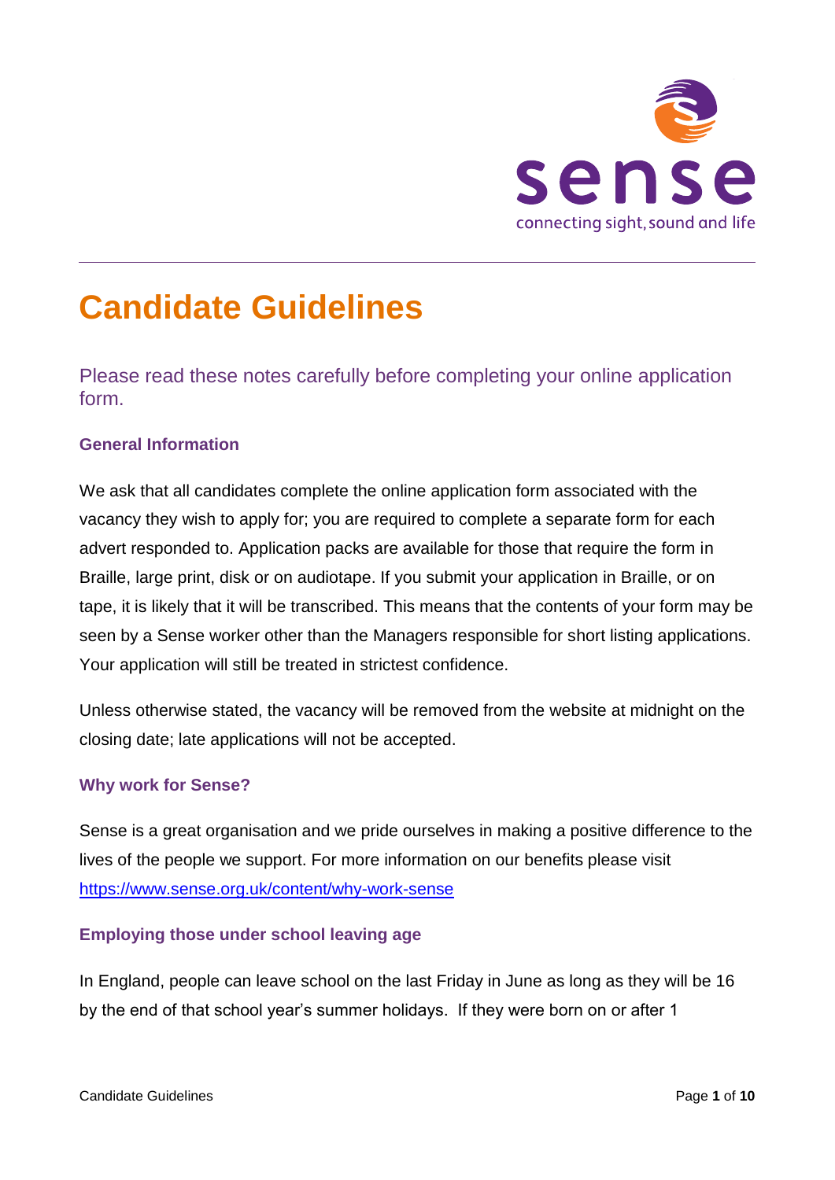# Candidate Guidelines

## Please read these notes carefully before completing your online application form.

### General Information

We ask that all candidates complete the online application form associated with the vacancy they wish to apply for; you are required to complete a separate form for each advert responded to. Application packs are available for those that require the form in Braille, large print, disk or on audiotape. If you submit your application in Braille, or on tape, it is likely that it will be transcribed. This means that the contents of your form may be seen by a Sense worker other than the Managers responsible for short listing applications. Your application will still be treated in strictest confidence.

Unless otherwise stated, the vacancy will be removed from the website at midnight on the closing date; late applications will not be accepted.

### Why work for Sense?

Sense is a great organisation and we pride ourselves in making a positive difference to the lives of the people we support. For more information on our benefits please visit https://www.sense.org.uk/content/why-work-sense

### Employing those under school leaving age

In England, people can leave school on the last Friday in June as long as they will be 16 by the end of that school year's summer holidays. If they were born on or after 1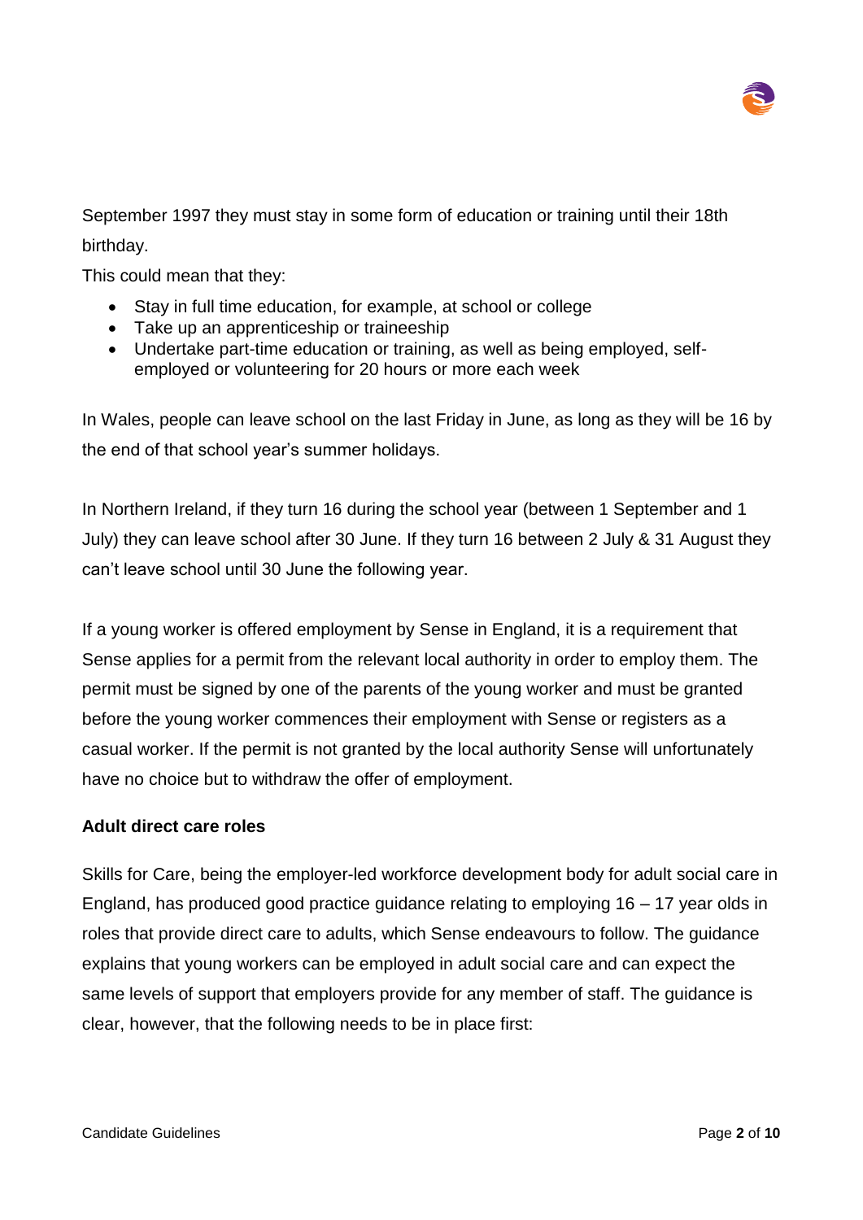September 1997 they must stay in some form of education or training until their 18th birthday.

This could mean that they:

- Stay in full time education, for example, at school or college
- Take up an apprenticeship or traineeship
- Undertake part-time education or training, as well as being employed, self-employed or volunteering for 20 hours or more each week

In Wales, people can leave school on the last Friday in June, as long as they will be 16 by the end of that school year's summer holidays.

In Northern Ireland, if they turn 16 during the school year (between 1 September and 1 July) they can leave school after 30 June. If they turn 16 between 2 July & 31 August they can't leave school until 30 June the following year.

If a young worker is offered employment by Sense in England, it is a requirement that Sense applies for a permit from the relevant local authority in order to employ them. The permit must be signed by one of the parents of the young worker and must be granted before the young worker commences their employment with Sense or registers as a casual worker. If the permit is not granted by the local authority Sense will unfortunately have no choice but to withdraw the offer of employment.

**Adult direct care roles**

Skills for Care, being the employer-led workforce development body for adult social care in England, has produced good practice guidance relating to employing 16 – 17 year olds in roles that provide direct care to adults, which Sense endeavours to follow. The guidance explains that young workers can be employed in adult social care and can expect the same levels of support that employers provide for any member of staff. The guidance is clear, however, that the following needs to be in place first: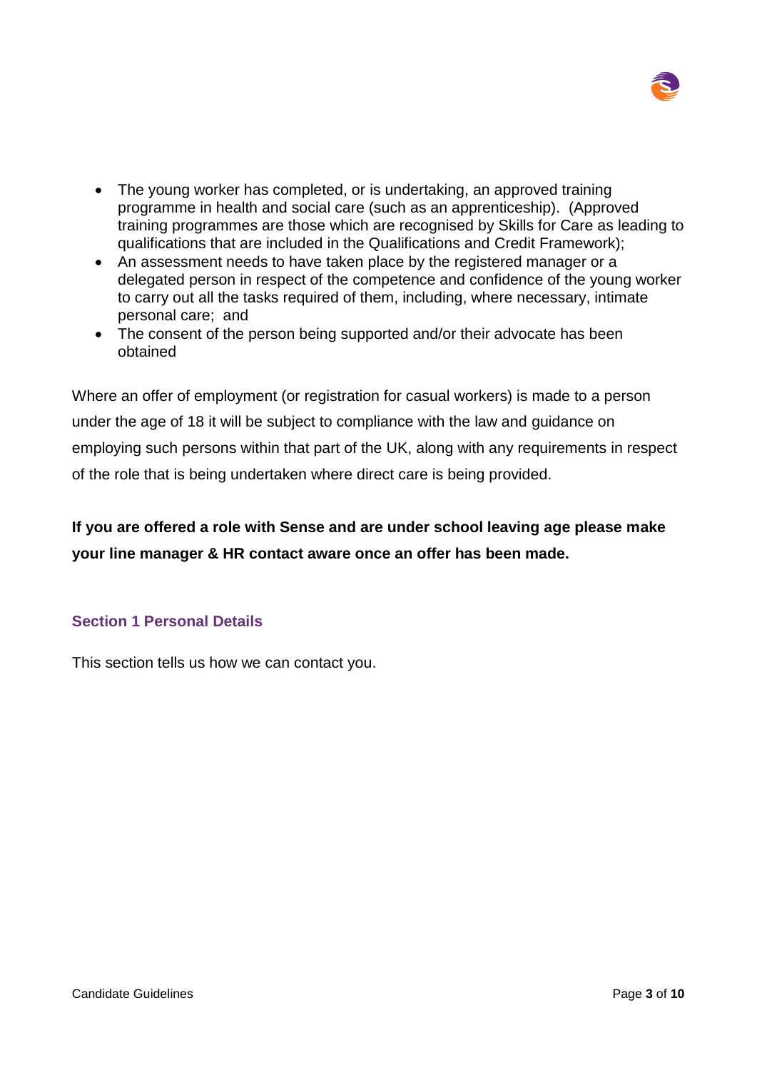- The young worker has completed, or is undertaking, an approved training programme in health and social care (such as an apprenticeship). (Approved training programmes are those which are recognised by Skills for Care as leading to qualifications that are included in the Qualifications and Credit Framework);
- An assessment needs to have taken place by the registered manager or a delegated person in respect of the competence and confidence of the young worker to carry out all the tasks required of them, including, where necessary, intimate personal care; and
- The consent of the person being supported and/or their advocate has been obtained

Where an offer of employment (or registration for casual workers) is made to a person under the age of 18 it will be subject to compliance with the law and guidance on employing such persons within that part of the UK, along with any requirements in respect of the role that is being undertaken where direct care is being provided.

**If you are offered a role with Sense and are under school leaving age please make your line manager & HR contact aware once an offer has been made.**

## Section 1 Personal Details

This section tells us how we can contact you.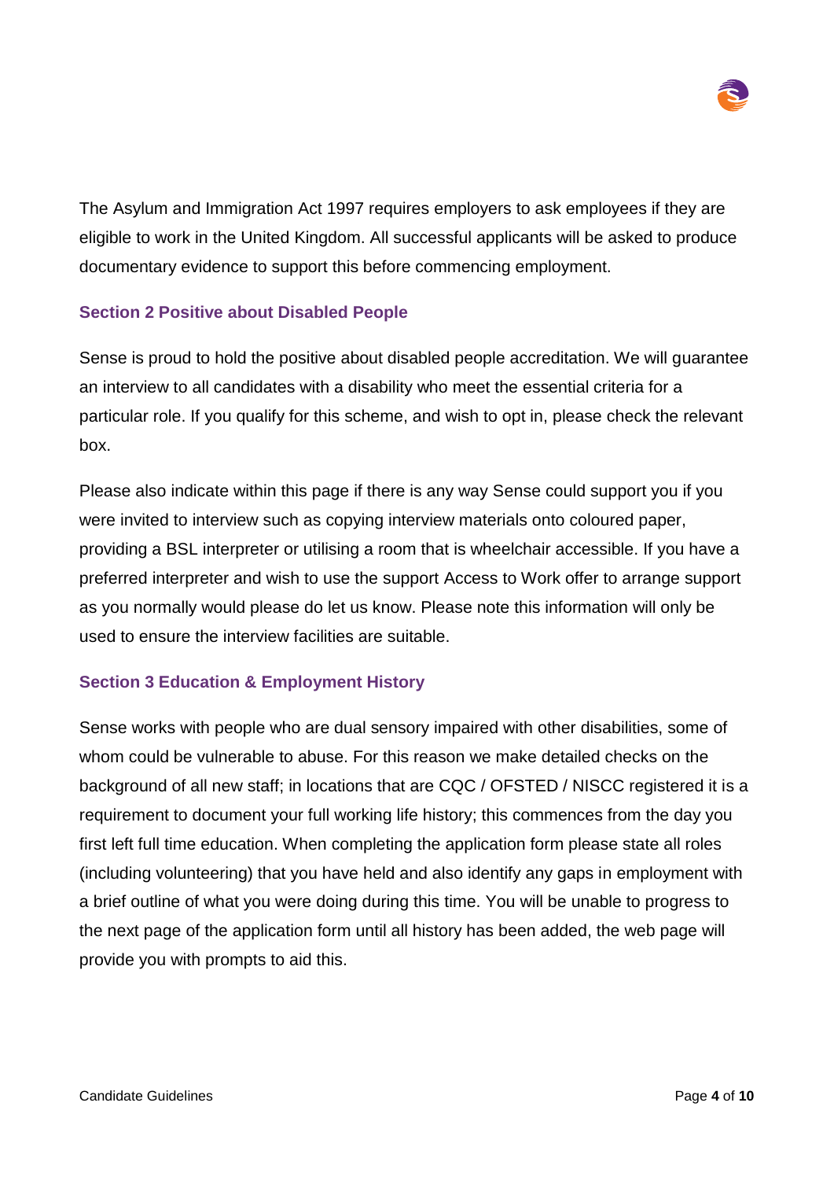The Asylum and Immigration Act 1997 requires employers to ask employees if they are eligible to work in the United Kingdom. All successful applicants will be asked to produce documentary evidence to support this before commencing employment.

## Section 2 Positive about Disabled People

Sense is proud to hold the positive about disabled people accreditation. We will guarantee an interview to all candidates with a disability who meet the essential criteria for a particular role. If you qualify for this scheme, and wish to opt in, please check the relevant box.

Please also indicate within this page if there is any way Sense could support you if you were invited to interview such as copying interview materials onto coloured paper, providing a BSL interpreter or utilising a room that is wheelchair accessible. If you have a preferred interpreter and wish to use the support Access to Work offer to arrange support as you normally would please do let us know. Please note this information will only be used to ensure the interview facilities are suitable.

## Section 3 Education & Employment History

Sense works with people who are dual sensory impaired with other disabilities, some of whom could be vulnerable to abuse. For this reason we make detailed checks on the background of all new staff; in locations that are CQC / OFSTED / NISCC registered it is a requirement to document your full working life history; this commences from the day you first left full time education. When completing the application form please state all roles (including volunteering) that you have held and also identify any gaps in employment with a brief outline of what you were doing during this time. You will be unable to progress to the next page of the application form until all history has been added, the web page will provide you with prompts to aid this.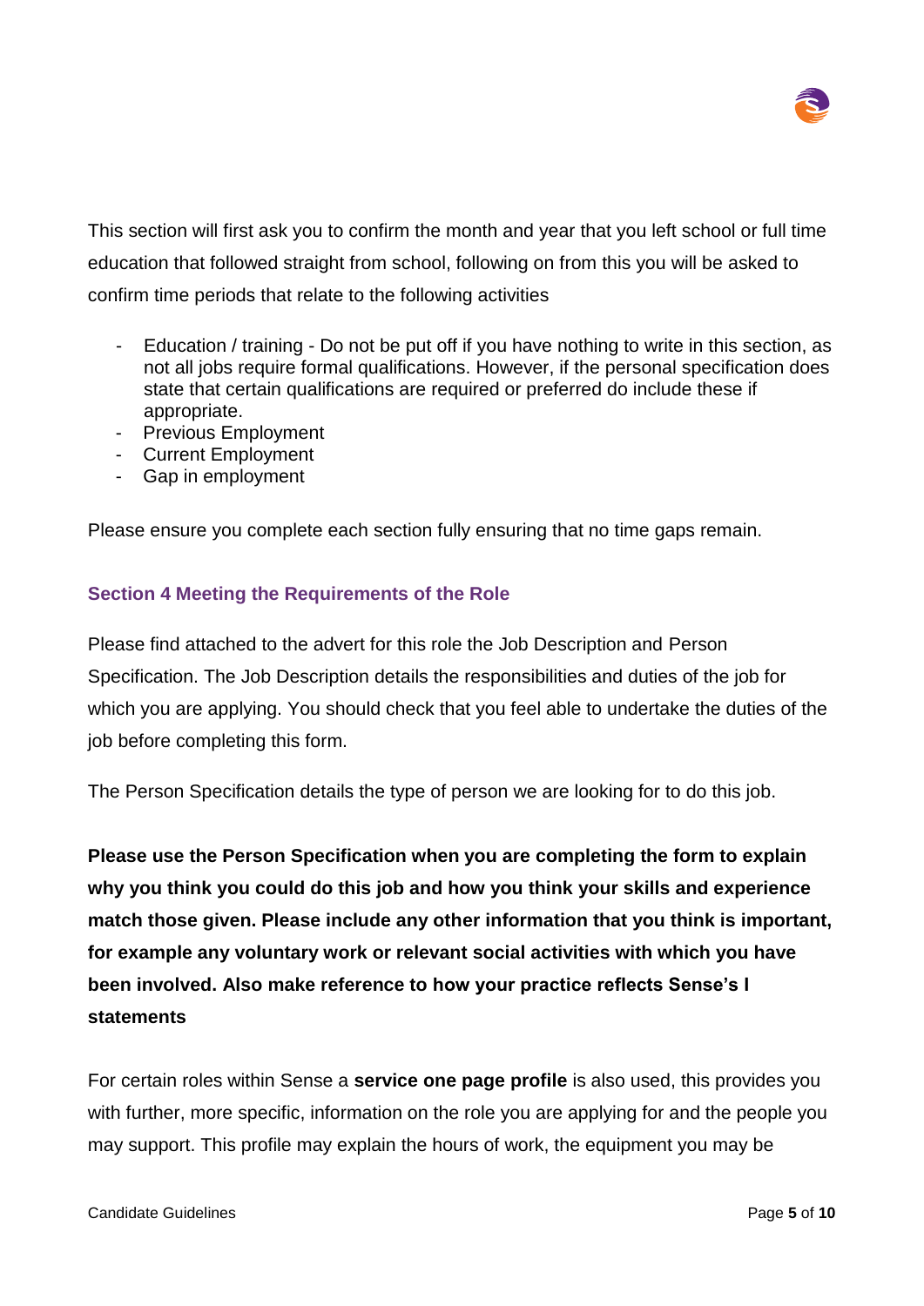This section will first ask you to confirm the month and year that you left school or full time education that followed straight from school, following on from this you will be asked to confirm time periods that relate to the following activities

- Education / training - Do not be put off if you have nothing to write in this section, as not all jobs require formal qualifications. However, if the personal specification does state that certain qualifications are required or preferred do include these if appropriate.
- Previous Employment
- Current Employment
- Gap in employment

Please ensure you complete each section fully ensuring that no time gaps remain.

### Section 4 Meeting the Requirements of the Role

Please find attached to the advert for this role the Job Description and Person Specification. The Job Description details the responsibilities and duties of the job for which you are applying. You should check that you feel able to undertake the duties of the job before completing this form.

The Person Specification details the type of person we are looking for to do this job.

**Please use the Person Specification when you are completing the form to explain why you think you could do this job and how you think your skills and experience match those given. Please include any other information that you think is important, for example any voluntary work or relevant social activities with which you have been involved. Also make reference to how your practice reflects Sense's I statements**

For certain roles within Sense a **service one page profile** is also used, this provides you with further, more specific, information on the role you are applying for and the people you may support. This profile may explain the hours of work, the equipment you may be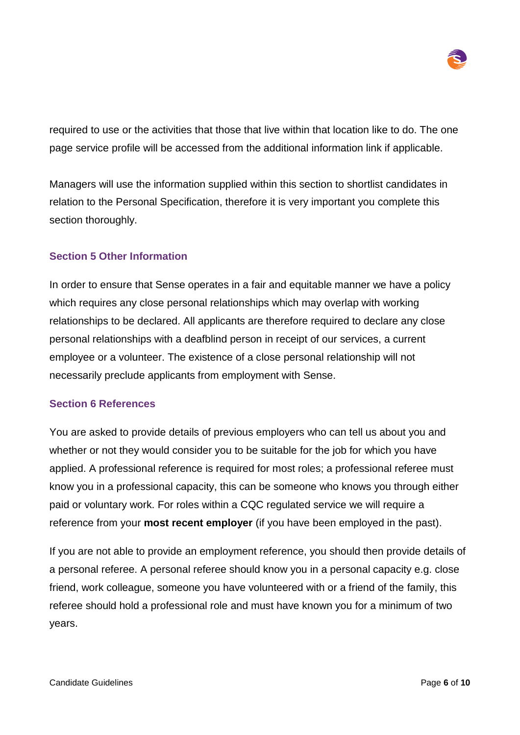required to use or the activities that those that live within that location like to do. The one page service profile will be accessed from the additional information link if applicable.

Managers will use the information supplied within this section to shortlist candidates in relation to the Personal Specification, therefore it is very important you complete this section thoroughly.

### Section 5 Other Information

In order to ensure that Sense operates in a fair and equitable manner we have a policy which requires any close personal relationships which may overlap with working relationships to be declared. All applicants are therefore required to declare any close personal relationships with a deafblind person in receipt of our services, a current employee or a volunteer. The existence of a close personal relationship will not necessarily preclude applicants from employment with Sense.

### Section 6 References

You are asked to provide details of previous employers who can tell us about you and whether or not they would consider you to be suitable for the job for which you have applied. A professional reference is required for most roles; a professional referee must know you in a professional capacity, this can be someone who knows you through either paid or voluntary work. For roles within a CQC regulated service we will require a reference from your **most recent employer** (if you have been employed in the past).

If you are not able to provide an employment reference, you should then provide details of a personal referee. A personal referee should know you in a personal capacity e.g. close friend, work colleague, someone you have volunteered with or a friend of the family, this referee should hold a professional role and must have known you for a minimum of two years.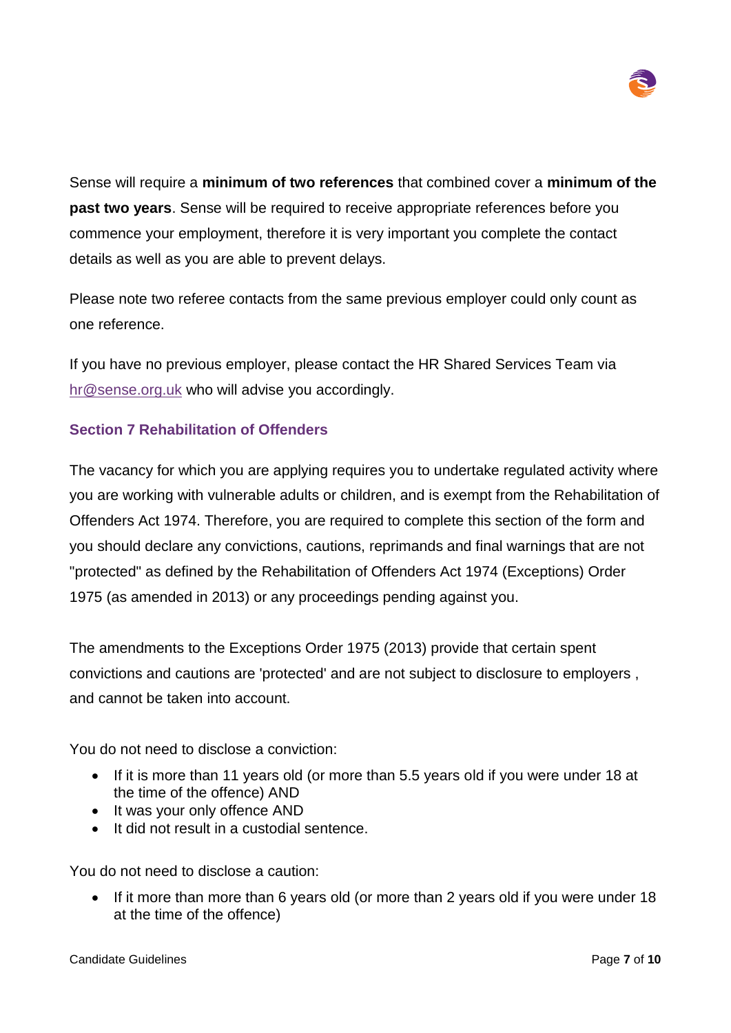Sense will require a **minimum of two references** that combined cover a **minimum of the past two years**. Sense will be required to receive appropriate references before you commence your employment, therefore it is very important you complete the contact details as well as you are able to prevent delays.

Please note two referee contacts from the same previous employer could only count as one reference.

If you have no previous employer, please contact the HR Shared Services Team via [hr@sense.org.uk](mailto:hr@sense.org.uk) who will advise you accordingly.

### Section 7 Rehabilitation of Offenders

The vacancy for which you are applying requires you to undertake regulated activity where you are working with vulnerable adults or children, and is exempt from the Rehabilitation of Offenders Act 1974. Therefore, you are required to complete this section of the form and you should declare any convictions, cautions, reprimands and final warnings that are not "protected" as defined by the Rehabilitation of Offenders Act 1974 (Exceptions) Order 1975 (as amended in 2013) or any proceedings pending against you.

The amendments to the Exceptions Order 1975 (2013) provide that certain spent convictions and cautions are 'protected' and are not subject to disclosure to employers , and cannot be taken into account.

You do not need to disclose a conviction:

- If it is more than 11 years old (or more than 5.5 years old if you were under 18 at the time of the offence) AND
- It was your only offence AND
- It did not result in a custodial sentence.

You do not need to disclose a caution:

- If it more than more than 6 years old (or more than 2 years old if you were under 18 at the time of the offence)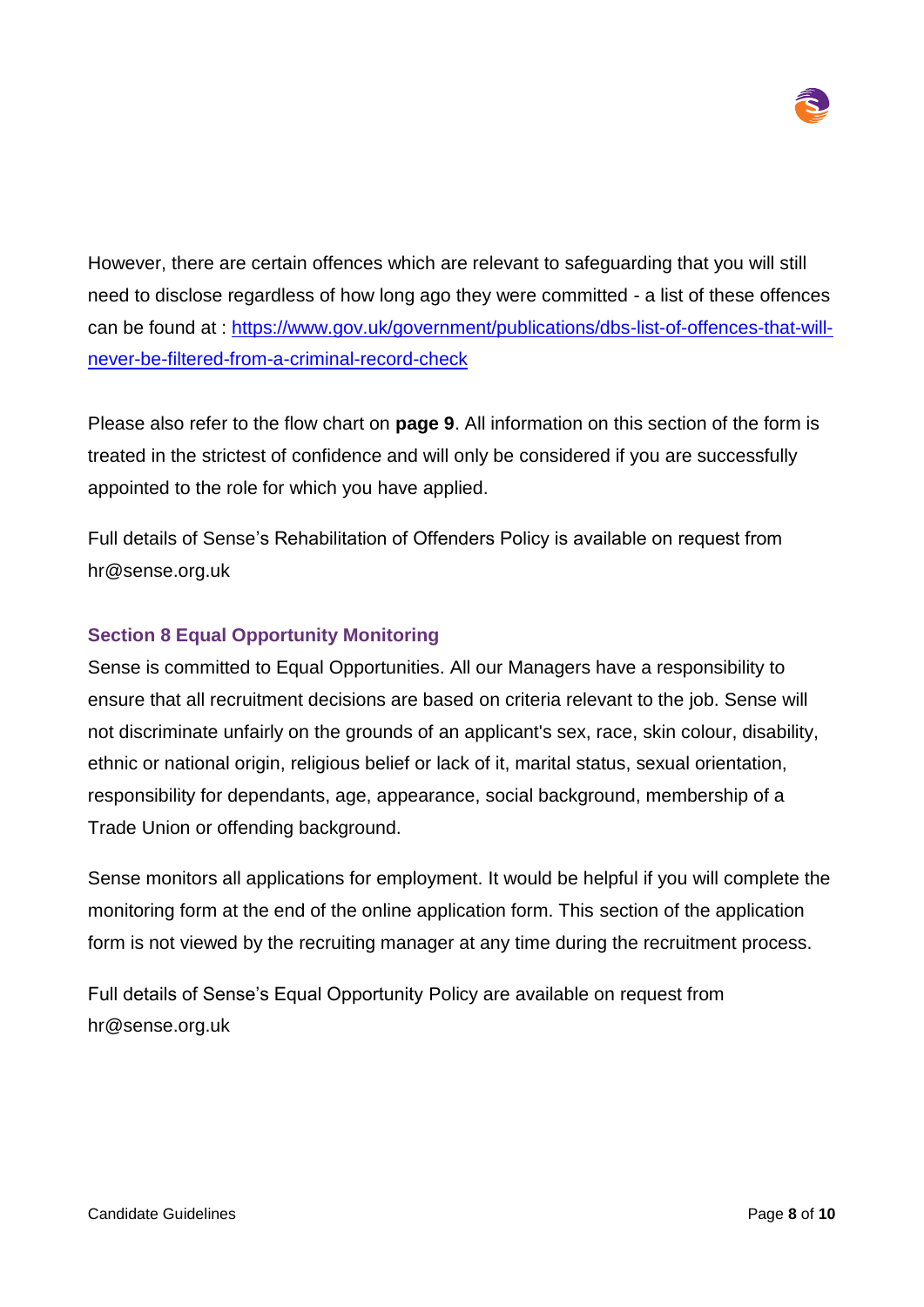However, there are certain offences which are relevant to safeguarding that you will still need to disclose regardless of how long ago they were committed - a list of these offences can be found at : [https://www.gov.uk/government/publications/dbs-list-of-offences-that-will-never-be-filtered-from-a-criminal-record-check](https://www.gov.uk/government/publications/dbs-list-of-offences-that-will-never-be-filtered-from-a-criminal-record-check)

Please also refer to the flow chart on **page 9**. All information on this section of the form is treated in the strictest of confidence and will only be considered if you are successfully appointed to the role for which you have applied.

Full details of Sense's Rehabilitation of Offenders Policy is available on request from hr@sense.org.uk

### Section 8 Equal Opportunity Monitoring

Sense is committed to Equal Opportunities. All our Managers have a responsibility to ensure that all recruitment decisions are based on criteria relevant to the job. Sense will not discriminate unfairly on the grounds of an applicant's sex, race, skin colour, disability, ethnic or national origin, religious belief or lack of it, marital status, sexual orientation, responsibility for dependants, age, appearance, social background, membership of a Trade Union or offending background.

Sense monitors all applications for employment. It would be helpful if you will complete the monitoring form at the end of the online application form. This section of the application form is not viewed by the recruiting manager at any time during the recruitment process.

Full details of Sense's Equal Opportunity Policy are available on request from hr@sense.org.uk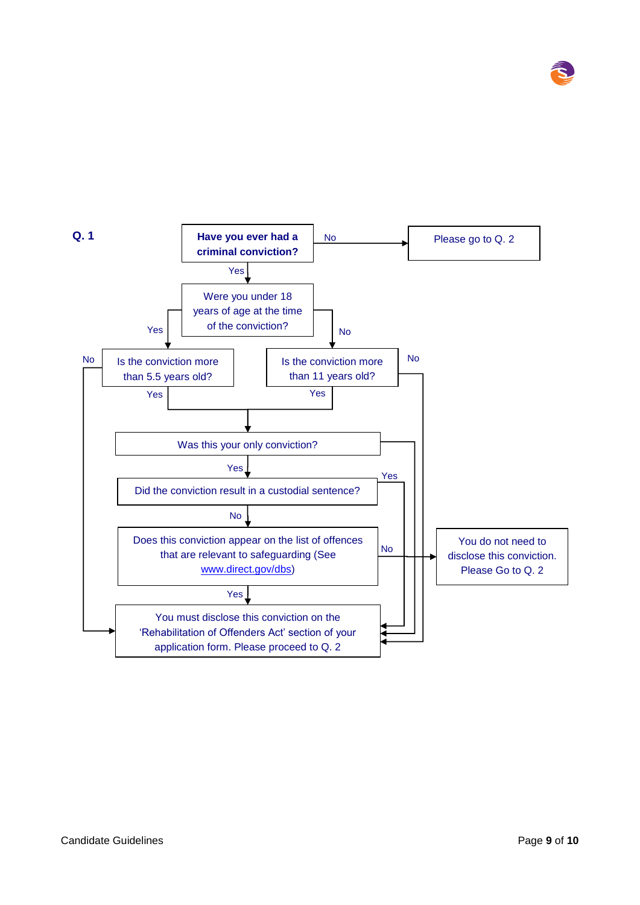**Q. 1**

**Have you ever had a criminal conviction?**

- No → Please go to Q. 2
- Yes → Were you under 18 years of age at the time of the conviction?
  - Yes → Is the conviction more than 5.5 years old?
    - No → You must disclose this conviction on the 'Rehabilitation of Offenders Act' section of your application form. Please proceed to Q. 2
    - Yes → Was this your only conviction?
  - No → Is the conviction more than 11 years old?
    - No → You must disclose this conviction on the 'Rehabilitation of Offenders Act' section of your application form. Please proceed to Q. 2
    - Yes → Was this your only conviction?

**Was this your only conviction?**

- No → You must disclose this conviction on the 'Rehabilitation of Offenders Act' section of your application form. Please proceed to Q. 2
- Yes → Did the conviction result in a custodial sentence?
  - Yes → You must disclose this conviction on the 'Rehabilitation of Offenders Act' section of your application form. Please proceed to Q. 2
  - No → Does this conviction appear on the list of offences that are relevant to safeguarding (See www.direct.gov/dbs)
    - Yes → You must disclose this conviction on the 'Rehabilitation of Offenders Act' section of your application form. Please proceed to Q. 2
    - No → You do not need to disclose this conviction. Please Go to Q. 2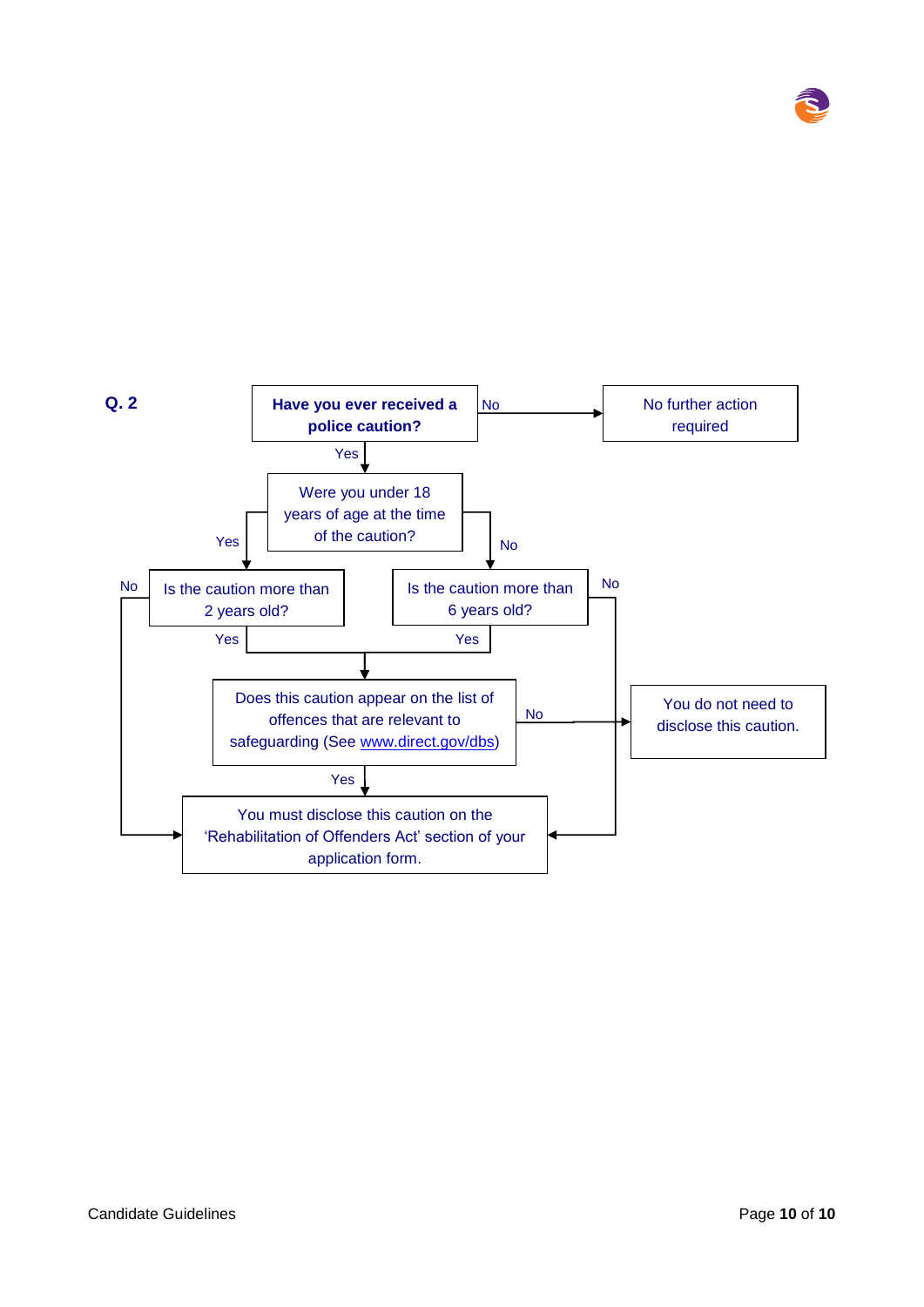**Q. 2**

**Have you ever received a police caution?**

No → No further action required

Yes ↓

Were you under 18 years of age at the time of the caution?

Yes → Is the caution more than 2 years old?

No → Is the caution more than 6 years old?

Is the caution more than 2 years old? — No → You must disclose this caution on the 'Rehabilitation of Offenders Act' section of your application form. — Yes → Does this caution appear on the list of offences that are relevant to safeguarding (See www.direct.gov/dbs)

Is the caution more than 6 years old? — No → You must disclose this caution on the 'Rehabilitation of Offenders Act' section of your application form. — Yes → Does this caution appear on the list of offences that are relevant to safeguarding (See www.direct.gov/dbs)

Does this caution appear on the list of offences that are relevant to safeguarding (See www.direct.gov/dbs)

No → You do not need to disclose this caution.

Yes → You must disclose this caution on the 'Rehabilitation of Offenders Act' section of your application form.